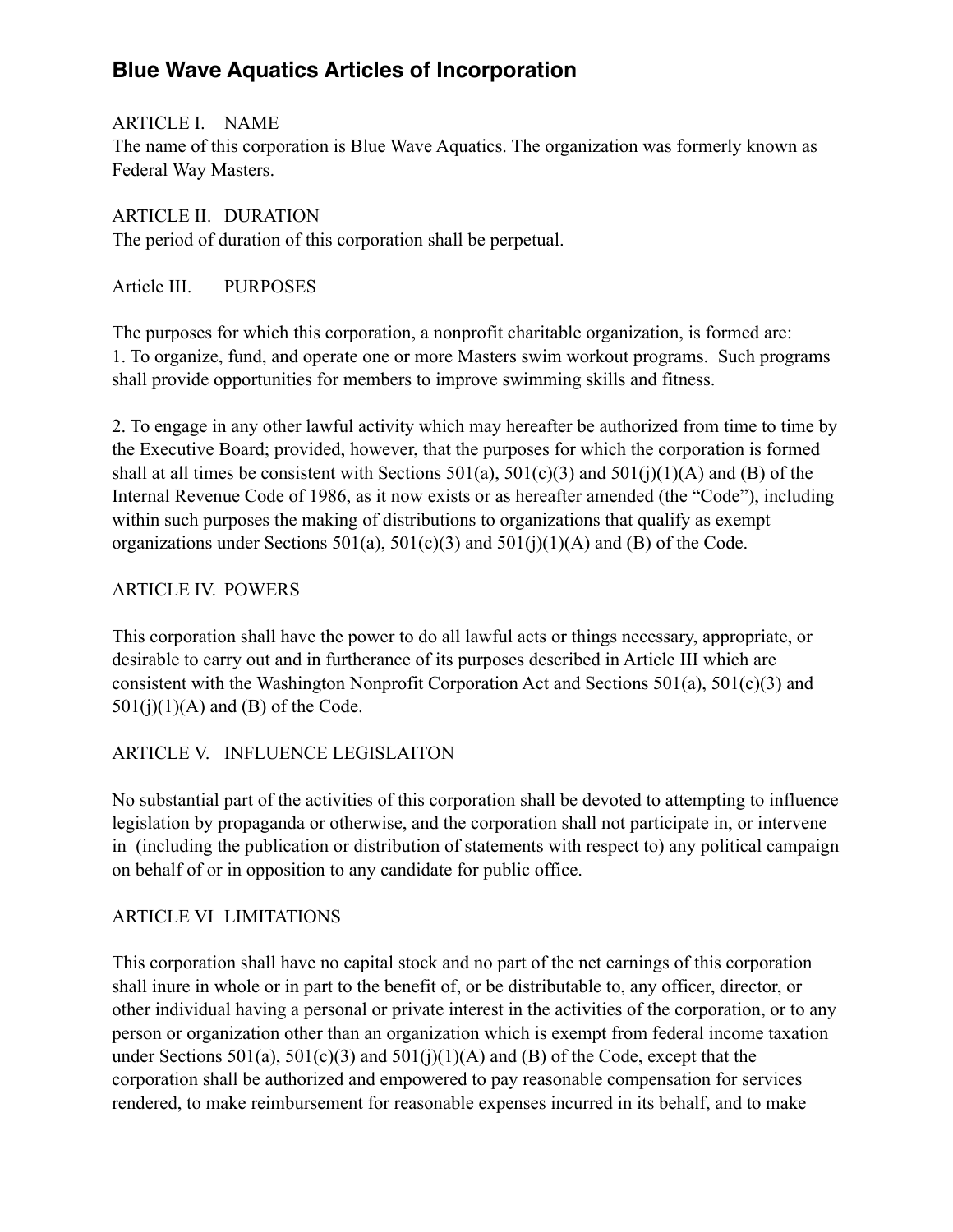# Blue Wave Aquatics Articles of Incorporation

ARTICLE I. NAME
The name of this corporation is Blue Wave Aquatics. The organization was formerly known as Federal Way Masters.

ARTICLE II. DURATION
The period of duration of this corporation shall be perpetual.

Article III. PURPOSES

The purposes for which this corporation, a nonprofit charitable organization, is formed are:
1. To organize, fund, and operate one or more Masters swim workout programs. Such programs shall provide opportunities for members to improve swimming skills and fitness.

2. To engage in any other lawful activity which may hereafter be authorized from time to time by the Executive Board; provided, however, that the purposes for which the corporation is formed shall at all times be consistent with Sections 501(a), 501(c)(3) and 501(j)(1)(A) and (B) of the Internal Revenue Code of 1986, as it now exists or as hereafter amended (the "Code"), including within such purposes the making of distributions to organizations that qualify as exempt organizations under Sections 501(a), 501(c)(3) and 501(j)(1)(A) and (B) of the Code.

ARTICLE IV. POWERS

This corporation shall have the power to do all lawful acts or things necessary, appropriate, or desirable to carry out and in furtherance of its purposes described in Article III which are consistent with the Washington Nonprofit Corporation Act and Sections 501(a), 501(c)(3) and 501(j)(1)(A) and (B) of the Code.

ARTICLE V. INFLUENCE LEGISLAITON

No substantial part of the activities of this corporation shall be devoted to attempting to influence legislation by propaganda or otherwise, and the corporation shall not participate in, or intervene in (including the publication or distribution of statements with respect to) any political campaign on behalf of or in opposition to any candidate for public office.

ARTICLE VI LIMITATIONS

This corporation shall have no capital stock and no part of the net earnings of this corporation shall inure in whole or in part to the benefit of, or be distributable to, any officer, director, or other individual having a personal or private interest in the activities of the corporation, or to any person or organization other than an organization which is exempt from federal income taxation under Sections 501(a), 501(c)(3) and 501(j)(1)(A) and (B) of the Code, except that the corporation shall be authorized and empowered to pay reasonable compensation for services rendered, to make reimbursement for reasonable expenses incurred in its behalf, and to make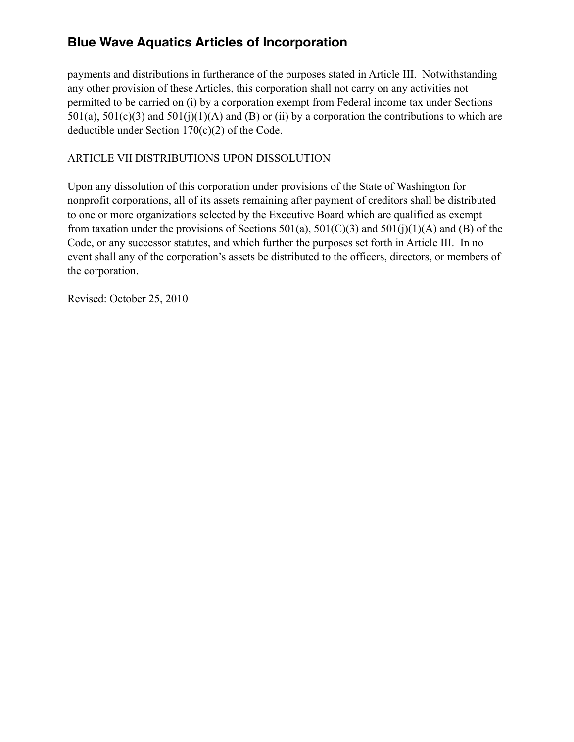payments and distributions in furtherance of the purposes stated in Article III. Notwithstanding any other provision of these Articles, this corporation shall not carry on any activities not permitted to be carried on (i) by a corporation exempt from Federal income tax under Sections 501(a), 501(c)(3) and 501(j)(1)(A) and (B) or (ii) by a corporation the contributions to which are deductible under Section 170(c)(2) of the Code.

ARTICLE VII DISTRIBUTIONS UPON DISSOLUTION

Upon any dissolution of this corporation under provisions of the State of Washington for nonprofit corporations, all of its assets remaining after payment of creditors shall be distributed to one or more organizations selected by the Executive Board which are qualified as exempt from taxation under the provisions of Sections 501(a), 501(C)(3) and 501(j)(1)(A) and (B) of the Code, or any successor statutes, and which further the purposes set forth in Article III. In no event shall any of the corporation's assets be distributed to the officers, directors, or members of the corporation.

Revised: October 25, 2010